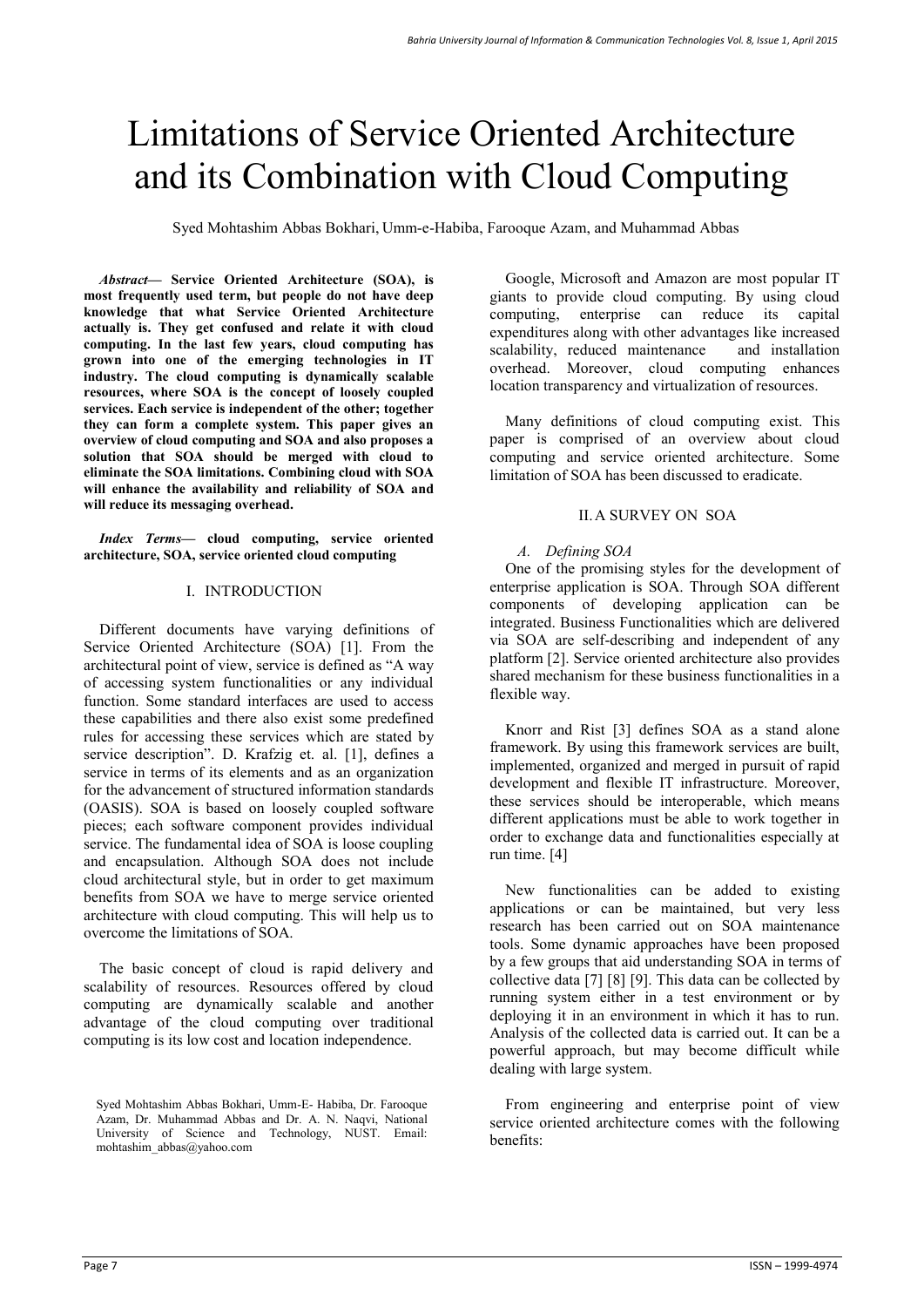# Limitations of Service Oriented Architecture and its Combination with Cloud Computing

Syed Mohtashim Abbas Bokhari, Umm-e-Habiba, Farooque Azam, and Muhammad Abbas

***Abstract*— Service Oriented Architecture (SOA), is most frequently used term, but people do not have deep knowledge that what Service Oriented Architecture actually is. They get confused and relate it with cloud computing. In the last few years, cloud computing has grown into one of the emerging technologies in IT industry. The cloud computing is dynamically scalable resources, where SOA is the concept of loosely coupled services. Each service is independent of the other; together they can form a complete system. This paper gives an overview of cloud computing and SOA and also proposes a solution that SOA should be merged with cloud to eliminate the SOA limitations. Combining cloud with SOA will enhance the availability and reliability of SOA and will reduce its messaging overhead.**

***Index Terms*— cloud computing, service oriented architecture, SOA, service oriented cloud computing**

## I. INTRODUCTION

Different documents have varying definitions of Service Oriented Architecture (SOA) [1]. From the architectural point of view, service is defined as "A way of accessing system functionalities or any individual function. Some standard interfaces are used to access these capabilities and there also exist some predefined rules for accessing these services which are stated by service description". D. Krafzig et. al. [1], defines a service in terms of its elements and as an organization for the advancement of structured information standards (OASIS). SOA is based on loosely coupled software pieces; each software component provides individual service. The fundamental idea of SOA is loose coupling and encapsulation. Although SOA does not include cloud architectural style, but in order to get maximum benefits from SOA we have to merge service oriented architecture with cloud computing. This will help us to overcome the limitations of SOA.

The basic concept of cloud is rapid delivery and scalability of resources. Resources offered by cloud computing are dynamically scalable and another advantage of the cloud computing over traditional computing is its low cost and location independence.

Syed Mohtashim Abbas Bokhari, Umm-E- Habiba, Dr. Farooque Azam, Dr. Muhammad Abbas and Dr. A. N. Naqvi, National University of Science and Technology, NUST. Email: mohtashim_abbas@yahoo.com

Google, Microsoft and Amazon are most popular IT giants to provide cloud computing. By using cloud computing, enterprise can reduce its capital expenditures along with other advantages like increased scalability, reduced maintenance and installation overhead. Moreover, cloud computing enhances location transparency and virtualization of resources.

Many definitions of cloud computing exist. This paper is comprised of an overview about cloud computing and service oriented architecture. Some limitation of SOA has been discussed to eradicate.

## II. A SURVEY ON SOA

### *A. Defining SOA*

One of the promising styles for the development of enterprise application is SOA. Through SOA different components of developing application can be integrated. Business Functionalities which are delivered via SOA are self-describing and independent of any platform [2]. Service oriented architecture also provides shared mechanism for these business functionalities in a flexible way.

Knorr and Rist [3] defines SOA as a stand alone framework. By using this framework services are built, implemented, organized and merged in pursuit of rapid development and flexible IT infrastructure. Moreover, these services should be interoperable, which means different applications must be able to work together in order to exchange data and functionalities especially at run time. [4]

New functionalities can be added to existing applications or can be maintained, but very less research has been carried out on SOA maintenance tools. Some dynamic approaches have been proposed by a few groups that aid understanding SOA in terms of collective data [7] [8] [9]. This data can be collected by running system either in a test environment or by deploying it in an environment in which it has to run. Analysis of the collected data is carried out. It can be a powerful approach, but may become difficult while dealing with large system.

From engineering and enterprise point of view service oriented architecture comes with the following benefits: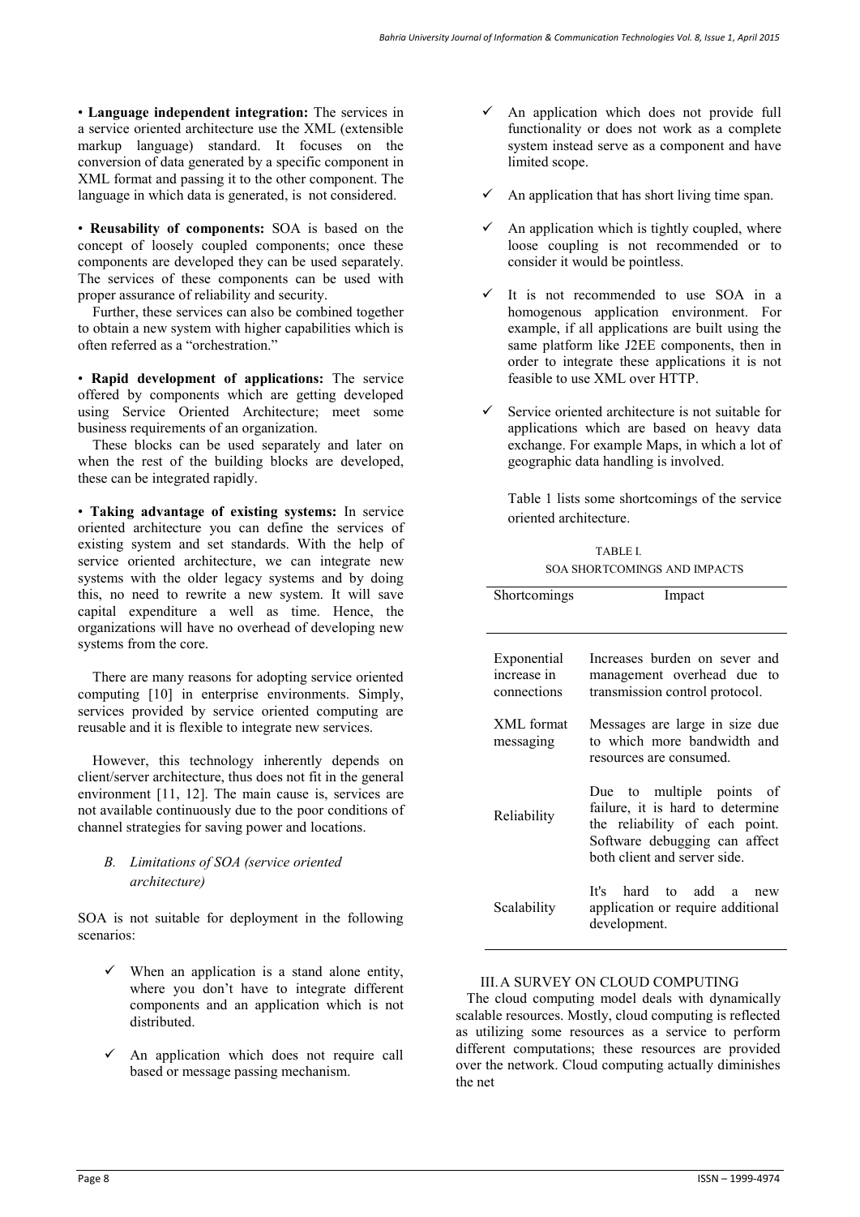• **Language independent integration:** The services in a service oriented architecture use the XML (extensible markup language) standard. It focuses on the conversion of data generated by a specific component in XML format and passing it to the other component. The language in which data is generated, is not considered.

• **Reusability of components:** SOA is based on the concept of loosely coupled components; once these components are developed they can be used separately. The services of these components can be used with proper assurance of reliability and security.

Further, these services can also be combined together to obtain a new system with higher capabilities which is often referred as a "orchestration."

• **Rapid development of applications:** The service offered by components which are getting developed using Service Oriented Architecture; meet some business requirements of an organization.

These blocks can be used separately and later on when the rest of the building blocks are developed, these can be integrated rapidly.

• **Taking advantage of existing systems:** In service oriented architecture you can define the services of existing system and set standards. With the help of service oriented architecture, we can integrate new systems with the older legacy systems and by doing this, no need to rewrite a new system. It will save capital expenditure a well as time. Hence, the organizations will have no overhead of developing new systems from the core.

There are many reasons for adopting service oriented computing [10] in enterprise environments. Simply, services provided by service oriented computing are reusable and it is flexible to integrate new services.

However, this technology inherently depends on client/server architecture, thus does not fit in the general environment [11, 12]. The main cause is, services are not available continuously due to the poor conditions of channel strategies for saving power and locations.

### *B. Limitations of SOA (service oriented architecture)*

SOA is not suitable for deployment in the following scenarios:

- ✓ When an application is a stand alone entity, where you don't have to integrate different components and an application which is not distributed.
- ✓ An application which does not require call based or message passing mechanism.
- ✓ An application which does not provide full functionality or does not work as a complete system instead serve as a component and have limited scope.
- ✓ An application that has short living time span.
- ✓ An application which is tightly coupled, where loose coupling is not recommended or to consider it would be pointless.
- ✓ It is not recommended to use SOA in a homogenous application environment. For example, if all applications are built using the same platform like J2EE components, then in order to integrate these applications it is not feasible to use XML over HTTP.
- ✓ Service oriented architecture is not suitable for applications which are based on heavy data exchange. For example Maps, in which a lot of geographic data handling is involved.

Table 1 lists some shortcomings of the service oriented architecture.

TABLE I.
SOA SHORTCOMINGS AND IMPACTS

| Shortcomings | Impact |
|---|---|
| Exponential increase in connections | Increases burden on sever and management overhead due to transmission control protocol. |
| XML format messaging | Messages are large in size due to which more bandwidth and resources are consumed. |
| Reliability | Due to multiple points of failure, it is hard to determine the reliability of each point. Software debugging can affect both client and server side. |
| Scalability | It's hard to add a new application or require additional development. |

## III. A SURVEY ON CLOUD COMPUTING

The cloud computing model deals with dynamically scalable resources. Mostly, cloud computing is reflected as utilizing some resources as a service to perform different computations; these resources are provided over the network. Cloud computing actually diminishes the net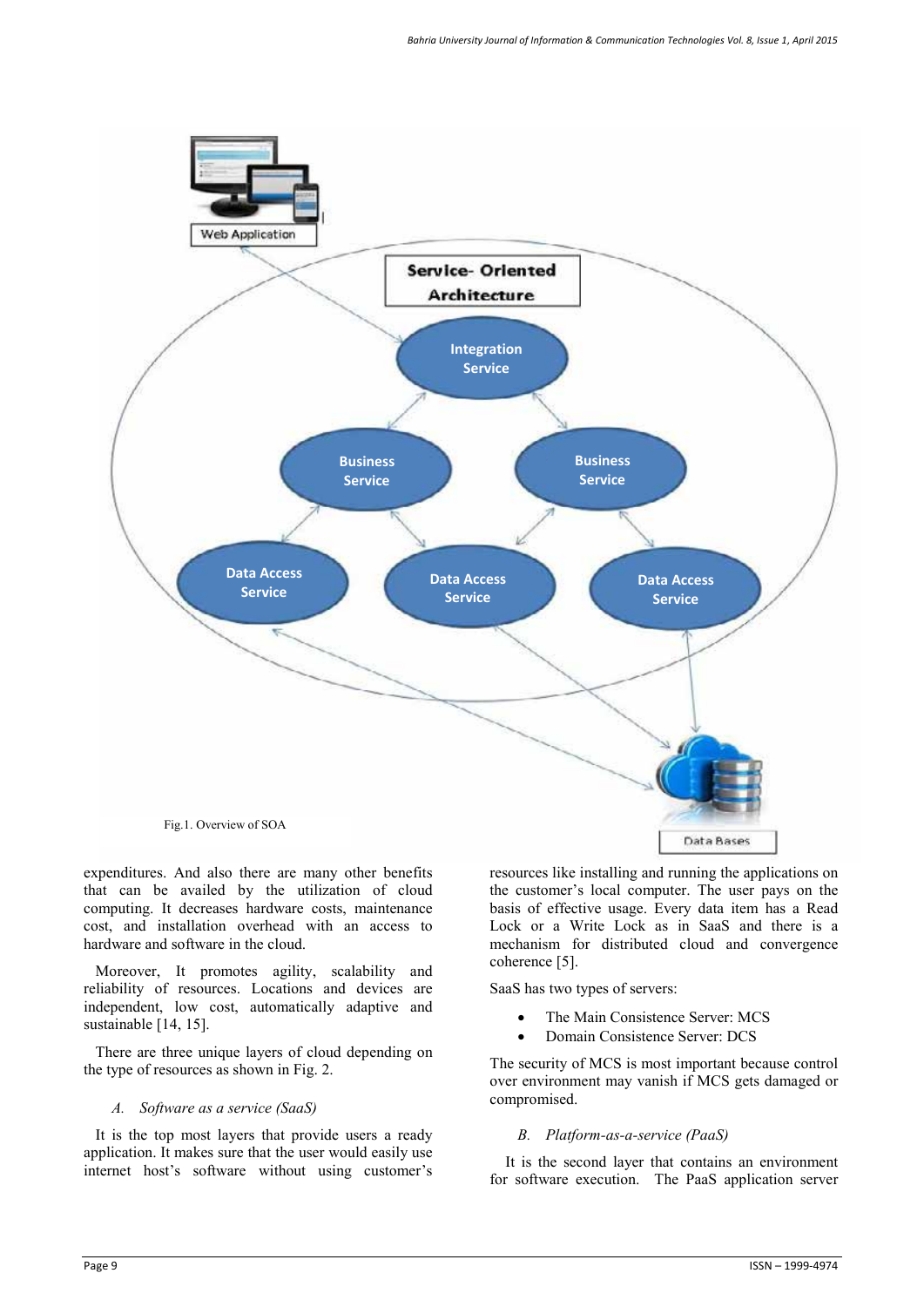Fig.1. Overview of SOA

expenditures. And also there are many other benefits that can be availed by the utilization of cloud computing. It decreases hardware costs, maintenance cost, and installation overhead with an access to hardware and software in the cloud.

Moreover, It promotes agility, scalability and reliability of resources. Locations and devices are independent, low cost, automatically adaptive and sustainable [14, 15].

There are three unique layers of cloud depending on the type of resources as shown in Fig. 2.

### *A. Software as a service (SaaS)*

It is the top most layers that provide users a ready application. It makes sure that the user would easily use internet host's software without using customer's resources like installing and running the applications on the customer's local computer. The user pays on the basis of effective usage. Every data item has a Read Lock or a Write Lock as in SaaS and there is a mechanism for distributed cloud and convergence coherence [5].

SaaS has two types of servers:

- The Main Consistence Server: MCS
- Domain Consistence Server: DCS

The security of MCS is most important because control over environment may vanish if MCS gets damaged or compromised.

### *B. Platform-as-a-service (PaaS)*

It is the second layer that contains an environment for software execution. The PaaS application server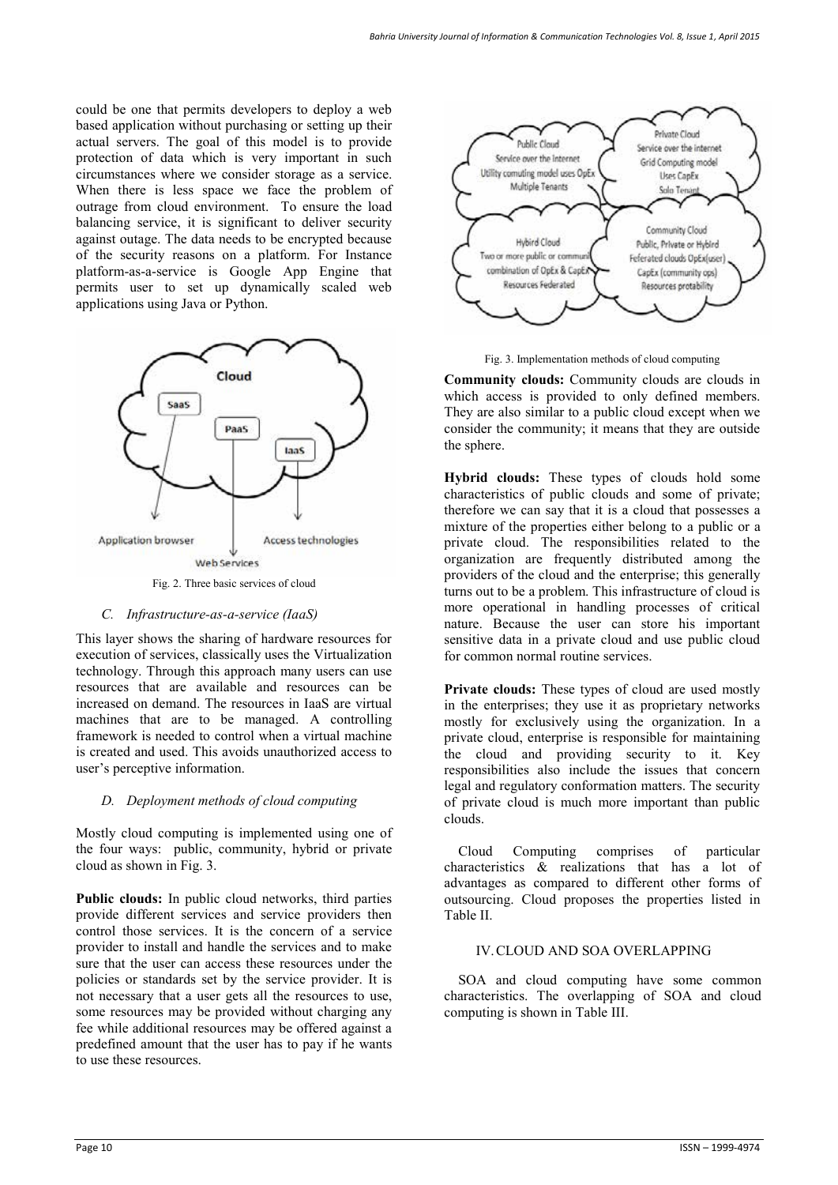could be one that permits developers to deploy a web based application without purchasing or setting up their actual servers. The goal of this model is to provide protection of data which is very important in such circumstances where we consider storage as a service. When there is less space we face the problem of outrage from cloud environment. To ensure the load balancing service, it is significant to deliver security against outage. The data needs to be encrypted because of the security reasons on a platform. For Instance platform-as-a-service is Google App Engine that permits user to set up dynamically scaled web applications using Java or Python.

Fig. 2. Three basic services of cloud

### C. Infrastructure-as-a-service (IaaS)

This layer shows the sharing of hardware resources for execution of services, classically uses the Virtualization technology. Through this approach many users can use resources that are available and resources can be increased on demand. The resources in IaaS are virtual machines that are to be managed. A controlling framework is needed to control when a virtual machine is created and used. This avoids unauthorized access to user's perceptive information.

### D. Deployment methods of cloud computing

Mostly cloud computing is implemented using one of the four ways: public, community, hybrid or private cloud as shown in Fig. 3.

**Public clouds:** In public cloud networks, third parties provide different services and service providers then control those services. It is the concern of a service provider to install and handle the services and to make sure that the user can access these resources under the policies or standards set by the service provider. It is not necessary that a user gets all the resources to use, some resources may be provided without charging any fee while additional resources may be offered against a predefined amount that the user has to pay if he wants to use these resources.

Fig. 3. Implementation methods of cloud computing

**Community clouds:** Community clouds are clouds in which access is provided to only defined members. They are also similar to a public cloud except when we consider the community; it means that they are outside the sphere.

**Hybrid clouds:** These types of clouds hold some characteristics of public clouds and some of private; therefore we can say that it is a cloud that possesses a mixture of the properties either belong to a public or a private cloud. The responsibilities related to the organization are frequently distributed among the providers of the cloud and the enterprise; this generally turns out to be a problem. This infrastructure of cloud is more operational in handling processes of critical nature. Because the user can store his important sensitive data in a private cloud and use public cloud for common normal routine services.

**Private clouds:** These types of cloud are used mostly in the enterprises; they use it as proprietary networks mostly for exclusively using the organization. In a private cloud, enterprise is responsible for maintaining the cloud and providing security to it. Key responsibilities also include the issues that concern legal and regulatory conformation matters. The security of private cloud is much more important than public clouds.

Cloud Computing comprises of particular characteristics & realizations that has a lot of advantages as compared to different other forms of outsourcing. Cloud proposes the properties listed in Table II.

## IV. CLOUD AND SOA OVERLAPPING

SOA and cloud computing have some common characteristics. The overlapping of SOA and cloud computing is shown in Table III.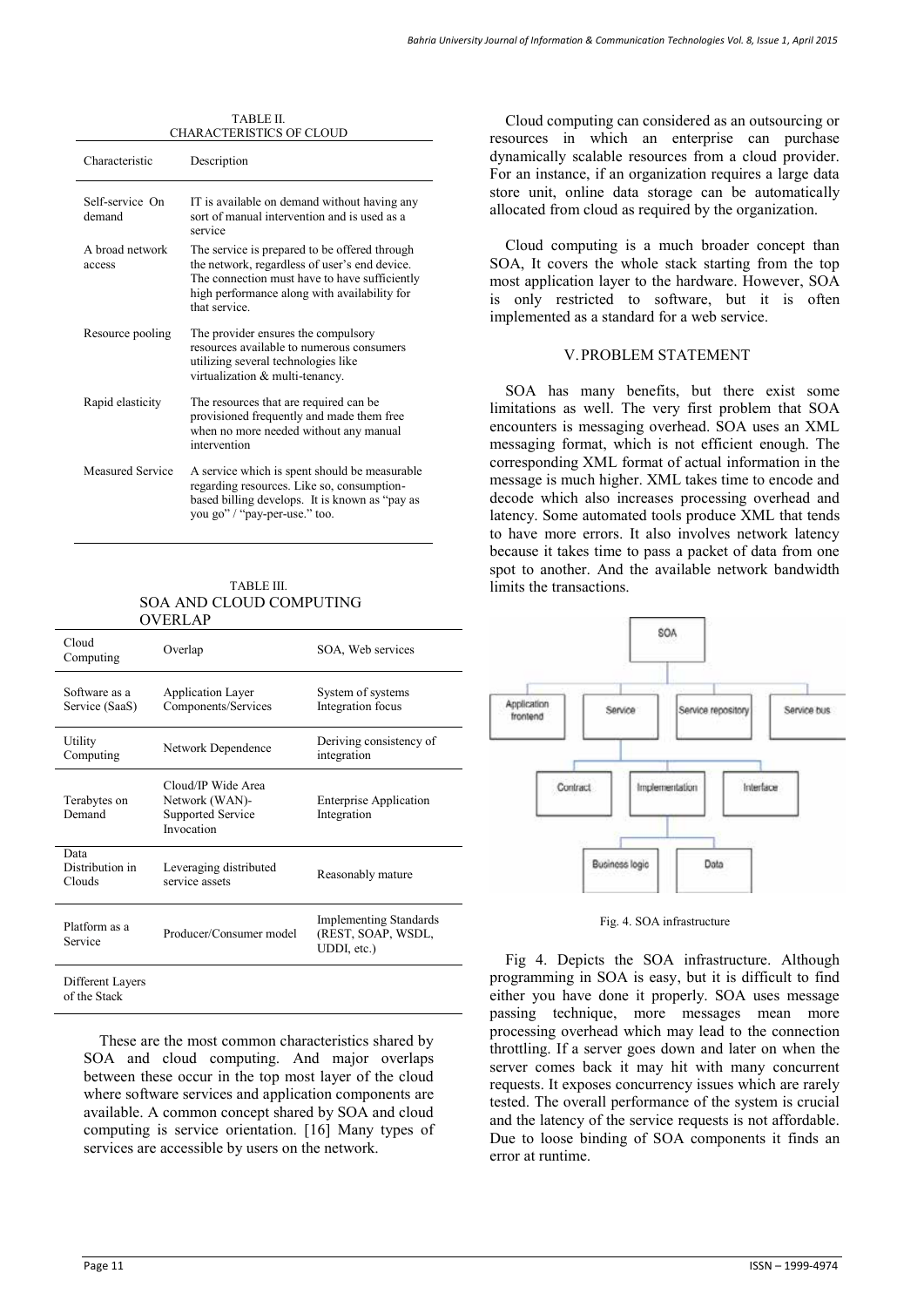TABLE II.
CHARACTERISTICS OF CLOUD

| Characteristic | Description |
|---|---|
| Self-service On demand | IT is available on demand without having any sort of manual intervention and is used as a service |
| A broad network access | The service is prepared to be offered through the network, regardless of user's end device. The connection must have to have sufficiently high performance along with availability for that service. |
| Resource pooling | The provider ensures the compulsory resources available to numerous consumers utilizing several technologies like virtualization & multi-tenancy. |
| Rapid elasticity | The resources that are required can be provisioned frequently and made them free when no more needed without any manual intervention |
| Measured Service | A service which is spent should be measurable regarding resources. Like so, consumption-based billing develops. It is known as "pay as you go" / "pay-per-use." too. |

TABLE III.
SOA AND CLOUD COMPUTING OVERLAP

| Cloud Computing | Overlap | SOA, Web services |
|---|---|---|
| Software as a Service (SaaS) | Application Layer Components/Services | System of systems Integration focus |
| Utility Computing | Network Dependence | Deriving consistency of integration |
| Terabytes on Demand | Cloud/IP Wide Area Network (WAN)-Supported Service Invocation | Enterprise Application Integration |
| Data Distribution in Clouds | Leveraging distributed service assets | Reasonably mature |
| Platform as a Service | Producer/Consumer model | Implementing Standards (REST, SOAP, WSDL, UDDI, etc.) |
| Different Layers of the Stack | | |

These are the most common characteristics shared by SOA and cloud computing. And major overlaps between these occur in the top most layer of the cloud where software services and application components are available. A common concept shared by SOA and cloud computing is service orientation. [16] Many types of services are accessible by users on the network.

Cloud computing can considered as an outsourcing or resources in which an enterprise can purchase dynamically scalable resources from a cloud provider. For an instance, if an organization requires a large data store unit, online data storage can be automatically allocated from cloud as required by the organization.

Cloud computing is a much broader concept than SOA, It covers the whole stack starting from the top most application layer to the hardware. However, SOA is only restricted to software, but it is often implemented as a standard for a web service.

## V. PROBLEM STATEMENT

SOA has many benefits, but there exist some limitations as well. The very first problem that SOA encounters is messaging overhead. SOA uses an XML messaging format, which is not efficient enough. The corresponding XML format of actual information in the message is much higher. XML takes time to encode and decode which also increases processing overhead and latency. Some automated tools produce XML that tends to have more errors. It also involves network latency because it takes time to pass a packet of data from one spot to another. And the available network bandwidth limits the transactions.

Fig. 4. SOA infrastructure

Fig 4. Depicts the SOA infrastructure. Although programming in SOA is easy, but it is difficult to find either you have done it properly. SOA uses message passing technique, more messages mean more processing overhead which may lead to the connection throttling. If a server goes down and later on when the server comes back it may hit with many concurrent requests. It exposes concurrency issues which are rarely tested. The overall performance of the system is crucial and the latency of the service requests is not affordable. Due to loose binding of SOA components it finds an error at runtime.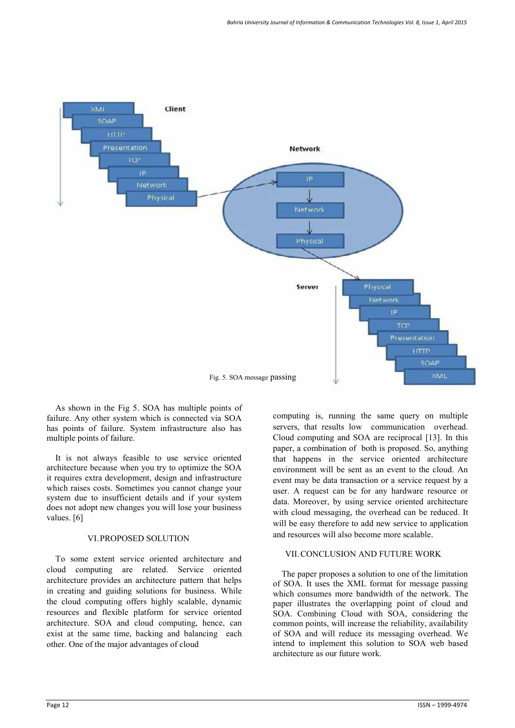Fig. 5. SOA message passing

As shown in the Fig 5. SOA has multiple points of failure. Any other system which is connected via SOA has points of failure. System infrastructure also has multiple points of failure.

It is not always feasible to use service oriented architecture because when you try to optimize the SOA it requires extra development, design and infrastructure which raises costs. Sometimes you cannot change your system due to insufficient details and if your system does not adopt new changes you will lose your business values. [6]

## VI. PROPOSED SOLUTION

To some extent service oriented architecture and cloud computing are related. Service oriented architecture provides an architecture pattern that helps in creating and guiding solutions for business. While the cloud computing offers highly scalable, dynamic resources and flexible platform for service oriented architecture. SOA and cloud computing, hence, can exist at the same time, backing and balancing each other. One of the major advantages of cloud computing is, running the same query on multiple servers, that results low communication overhead. Cloud computing and SOA are reciprocal [13]. In this paper, a combination of both is proposed. So, anything that happens in the service oriented architecture environment will be sent as an event to the cloud. An event may be data transaction or a service request by a user. A request can be for any hardware resource or data. Moreover, by using service oriented architecture with cloud messaging, the overhead can be reduced. It will be easy therefore to add new service to application and resources will also become more scalable.

## VII. CONCLUSION AND FUTURE WORK

The paper proposes a solution to one of the limitation of SOA. It uses the XML format for message passing which consumes more bandwidth of the network. The paper illustrates the overlapping point of cloud and SOA. Combining Cloud with SOA, considering the common points, will increase the reliability, availability of SOA and will reduce its messaging overhead. We intend to implement this solution to SOA web based architecture as our future work.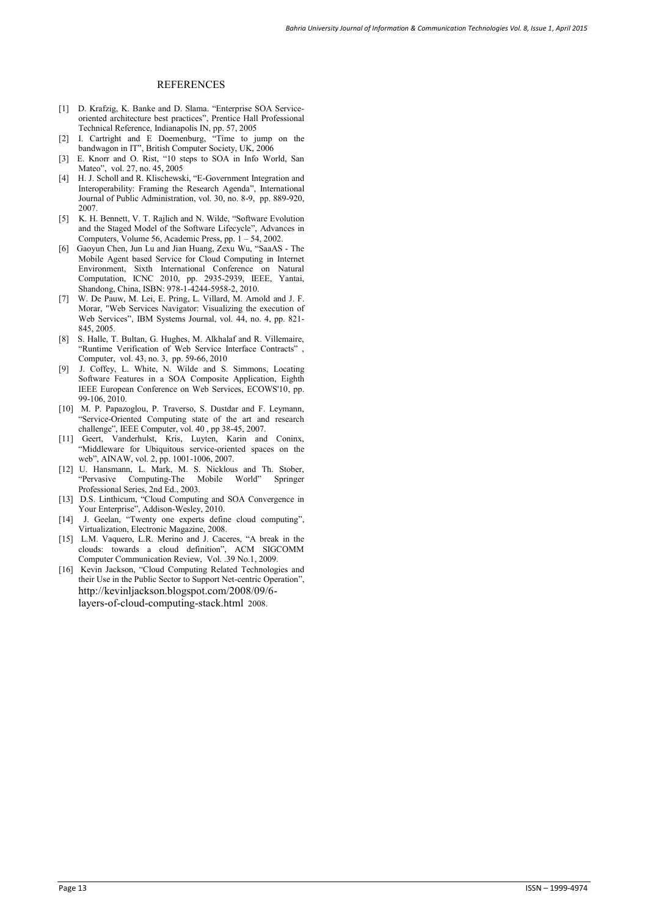## REFERENCES

[1] D. Krafzig, K. Banke and D. Slama. "Enterprise SOA Service-oriented architecture best practices", Prentice Hall Professional Technical Reference, Indianapolis IN, pp. 57, 2005

[2] I. Cartright and E Doemenburg, "Time to jump on the bandwagon in IT", British Computer Society, UK, 2006

[3] E. Knorr and O. Rist, "10 steps to SOA in Info World, San Mateo", vol. 27, no. 45, 2005

[4] H. J. Scholl and R. Klischewski, "E-Government Integration and Interoperability: Framing the Research Agenda", International Journal of Public Administration, vol. 30, no. 8-9, pp. 889-920, 2007.

[5] K. H. Bennett, V. T. Rajlich and N. Wilde, "Software Evolution and the Staged Model of the Software Lifecycle", Advances in Computers, Volume 56, Academic Press, pp. 1 – 54, 2002.

[6] Gaoyun Chen, Jun Lu and Jian Huang, Zexu Wu, "SaaAS - The Mobile Agent based Service for Cloud Computing in Internet Environment, Sixth International Conference on Natural Computation, ICNC 2010, pp. 2935-2939, IEEE, Yantai, Shandong, China, ISBN: 978-1-4244-5958-2, 2010.

[7] W. De Pauw, M. Lei, E. Pring, L. Villard, M. Arnold and J. F. Morar, "Web Services Navigator: Visualizing the execution of Web Services", IBM Systems Journal, vol. 44, no. 4, pp. 821-845, 2005.

[8] S. Halle, T. Bultan, G. Hughes, M. Alkhalaf and R. Villemaire, "Runtime Verification of Web Service Interface Contracts" , Computer, vol. 43, no. 3, pp. 59-66, 2010

[9] J. Coffey, L. White, N. Wilde and S. Simmons, Locating Software Features in a SOA Composite Application, Eighth IEEE European Conference on Web Services, ECOWS'10, pp. 99-106, 2010.

[10] M. P. Papazoglou, P. Traverso, S. Dustdar and F. Leymann, "Service-Oriented Computing state of the art and research challenge", IEEE Computer, vol. 40 , pp 38-45, 2007.

[11] Geert, Vanderhulst, Kris, Luyten, Karin and Coninx, "Middleware for Ubiquitous service-oriented spaces on the web", AINAW, vol. 2, pp. 1001-1006, 2007.

[12] U. Hansmann, L. Mark, M. S. Nicklous and Th. Stober, "Pervasive Computing-The Mobile World" Springer Professional Series, 2nd Ed., 2003.

[13] D.S. Linthicum, "Cloud Computing and SOA Convergence in Your Enterprise", Addison-Wesley, 2010.

[14] J. Geelan, "Twenty one experts define cloud computing", Virtualization, Electronic Magazine, 2008.

[15] L.M. Vaquero, L.R. Merino and J. Caceres, "A break in the clouds: towards a cloud definition", ACM SIGCOMM Computer Communication Review, Vol. .39 No.1, 2009.

[16] Kevin Jackson, "Cloud Computing Related Technologies and their Use in the Public Sector to Support Net-centric Operation", http://kevinljackson.blogspot.com/2008/09/6-layers-of-cloud-computing-stack.html 2008.